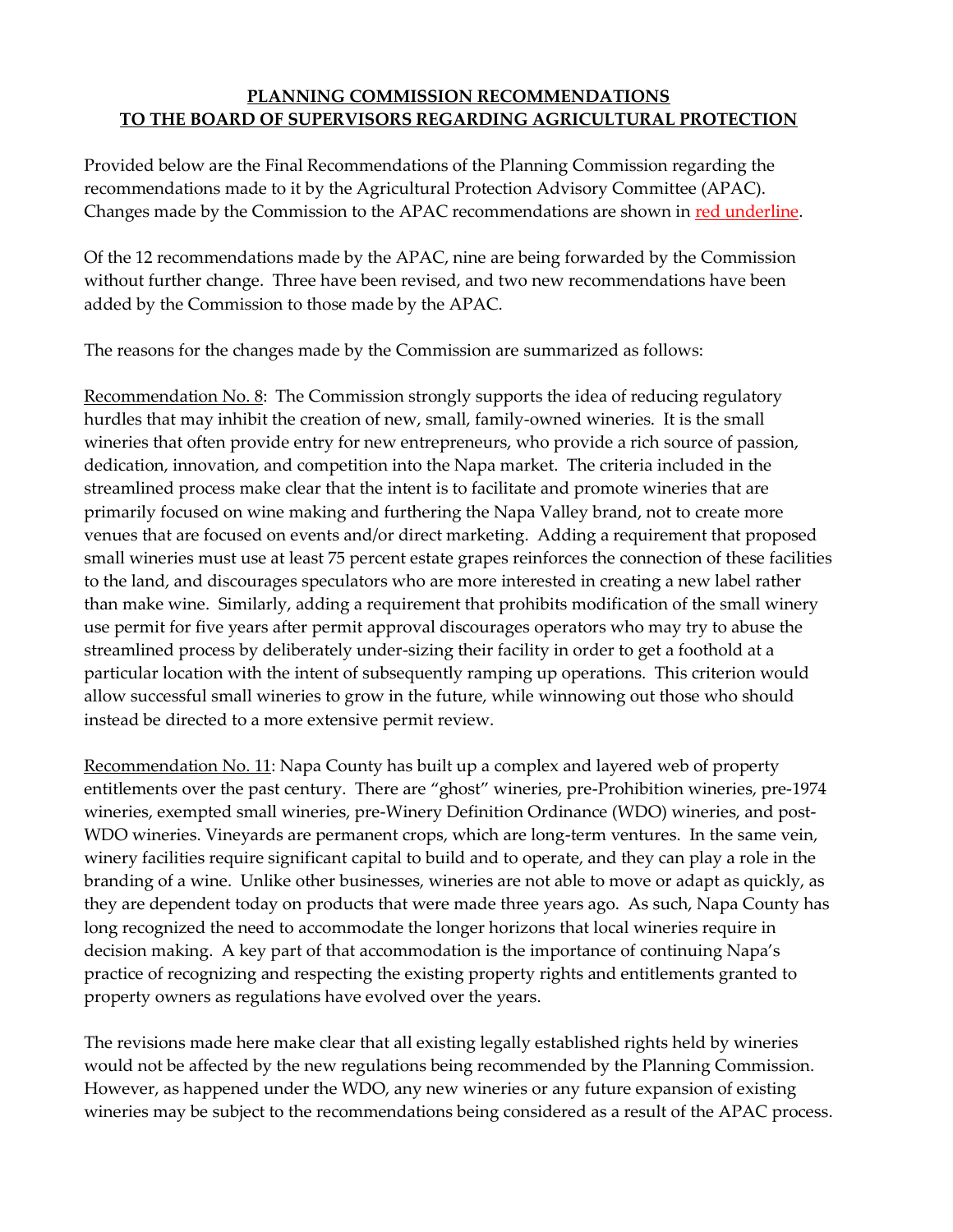# PLANNING COMMISSION RECOMMENDATIONS TO THE BOARD OF SUPERVISORS REGARDING AGRICULTURAL PROTECTION

Provided below are the Final Recommendations of the Planning Commission regarding the recommendations made to it by the Agricultural Protection Advisory Committee (APAC). Changes made by the Commission to the APAC recommendations are shown in <u>red underline</u>.

Of the 12 recommendations made by the APAC, nine are being forwarded by the Commission without further change. Three have been revised, and two new recommendations have been added by the Commission to those made by the APAC.

The reasons for the changes made by the Commission are summarized as follows:

<u>Recommendation No. 8</u>: The Commission strongly supports the idea of reducing regulatory hurdles that may inhibit the creation of new, small, family-owned wineries. It is the small wineries that often provide entry for new entrepreneurs, who provide a rich source of passion, dedication, innovation, and competition into the Napa market. The criteria included in the streamlined process make clear that the intent is to facilitate and promote wineries that are primarily focused on wine making and furthering the Napa Valley brand, not to create more venues that are focused on events and/or direct marketing. Adding a requirement that proposed small wineries must use at least 75 percent estate grapes reinforces the connection of these facilities to the land, and discourages speculators who are more interested in creating a new label rather than make wine. Similarly, adding a requirement that prohibits modification of the small winery use permit for five years after permit approval discourages operators who may try to abuse the streamlined process by deliberately under-sizing their facility in order to get a foothold at a particular location with the intent of subsequently ramping up operations. This criterion would allow successful small wineries to grow in the future, while winnowing out those who should instead be directed to a more extensive permit review.

<u>Recommendation No. 11</u>: Napa County has built up a complex and layered web of property entitlements over the past century. There are "ghost" wineries, pre-Prohibition wineries, pre-1974 wineries, exempted small wineries, pre-Winery Definition Ordinance (WDO) wineries, and post-WDO wineries. Vineyards are permanent crops, which are long-term ventures. In the same vein, winery facilities require significant capital to build and to operate, and they can play a role in the branding of a wine. Unlike other businesses, wineries are not able to move or adapt as quickly, as they are dependent today on products that were made three years ago. As such, Napa County has long recognized the need to accommodate the longer horizons that local wineries require in decision making. A key part of that accommodation is the importance of continuing Napa's practice of recognizing and respecting the existing property rights and entitlements granted to property owners as regulations have evolved over the years.

The revisions made here make clear that all existing legally established rights held by wineries would not be affected by the new regulations being recommended by the Planning Commission. However, as happened under the WDO, any new wineries or any future expansion of existing wineries may be subject to the recommendations being considered as a result of the APAC process.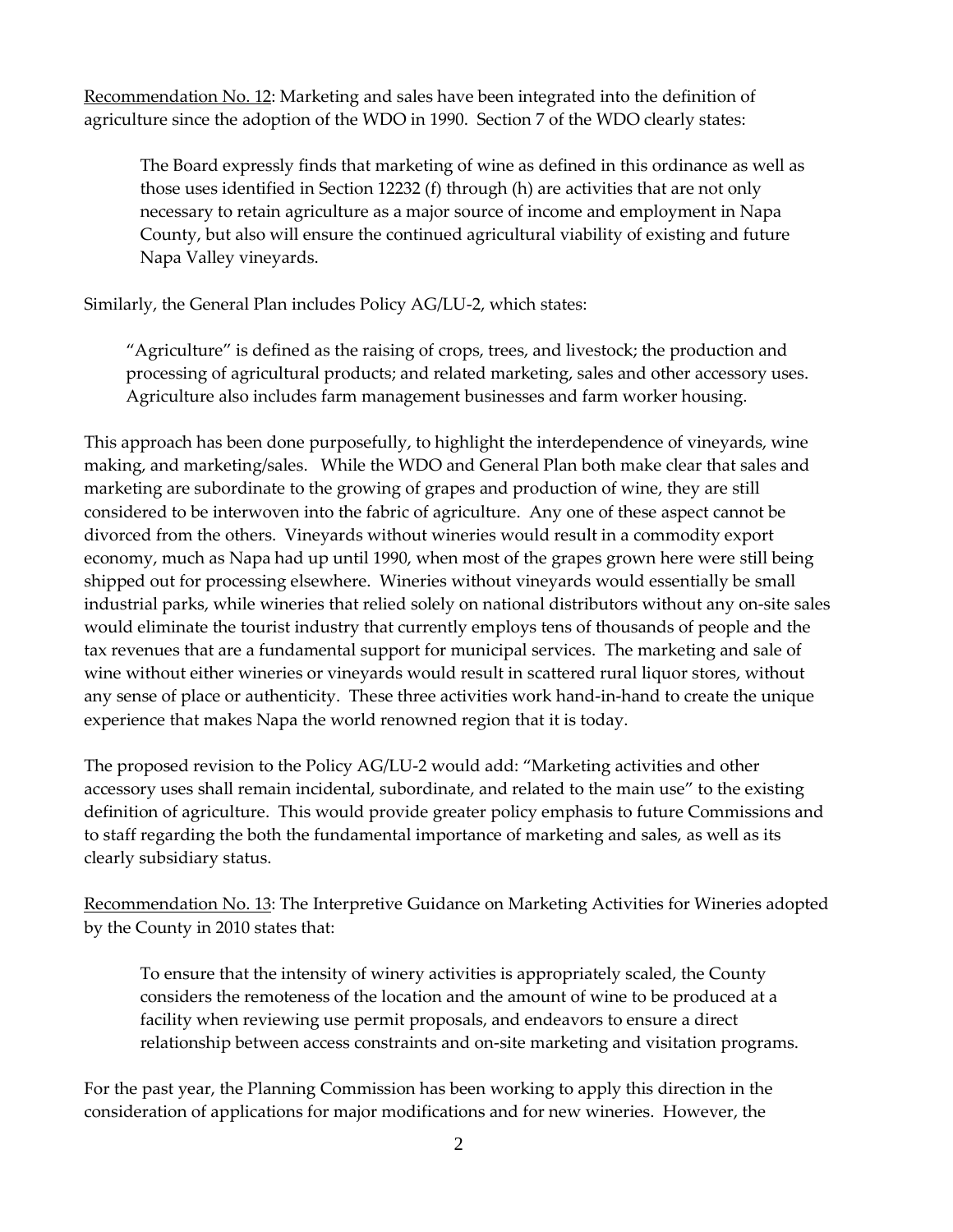Recommendation No. 12: Marketing and sales have been integrated into the definition of agriculture since the adoption of the WDO in 1990. Section 7 of the WDO clearly states:

> The Board expressly finds that marketing of wine as defined in this ordinance as well as those uses identified in Section 12232 (f) through (h) are activities that are not only necessary to retain agriculture as a major source of income and employment in Napa County, but also will ensure the continued agricultural viability of existing and future Napa Valley vineyards.

Similarly, the General Plan includes Policy AG/LU-2, which states:

> "Agriculture" is defined as the raising of crops, trees, and livestock; the production and processing of agricultural products; and related marketing, sales and other accessory uses. Agriculture also includes farm management businesses and farm worker housing.

This approach has been done purposefully, to highlight the interdependence of vineyards, wine making, and marketing/sales. While the WDO and General Plan both make clear that sales and marketing are subordinate to the growing of grapes and production of wine, they are still considered to be interwoven into the fabric of agriculture. Any one of these aspect cannot be divorced from the others. Vineyards without wineries would result in a commodity export economy, much as Napa had up until 1990, when most of the grapes grown here were still being shipped out for processing elsewhere. Wineries without vineyards would essentially be small industrial parks, while wineries that relied solely on national distributors without any on-site sales would eliminate the tourist industry that currently employs tens of thousands of people and the tax revenues that are a fundamental support for municipal services. The marketing and sale of wine without either wineries or vineyards would result in scattered rural liquor stores, without any sense of place or authenticity. These three activities work hand-in-hand to create the unique experience that makes Napa the world renowned region that it is today.

The proposed revision to the Policy AG/LU-2 would add: "Marketing activities and other accessory uses shall remain incidental, subordinate, and related to the main use" to the existing definition of agriculture. This would provide greater policy emphasis to future Commissions and to staff regarding the both the fundamental importance of marketing and sales, as well as its clearly subsidiary status.

Recommendation No. 13: The Interpretive Guidance on Marketing Activities for Wineries adopted by the County in 2010 states that:

> To ensure that the intensity of winery activities is appropriately scaled, the County considers the remoteness of the location and the amount of wine to be produced at a facility when reviewing use permit proposals, and endeavors to ensure a direct relationship between access constraints and on-site marketing and visitation programs.

For the past year, the Planning Commission has been working to apply this direction in the consideration of applications for major modifications and for new wineries. However, the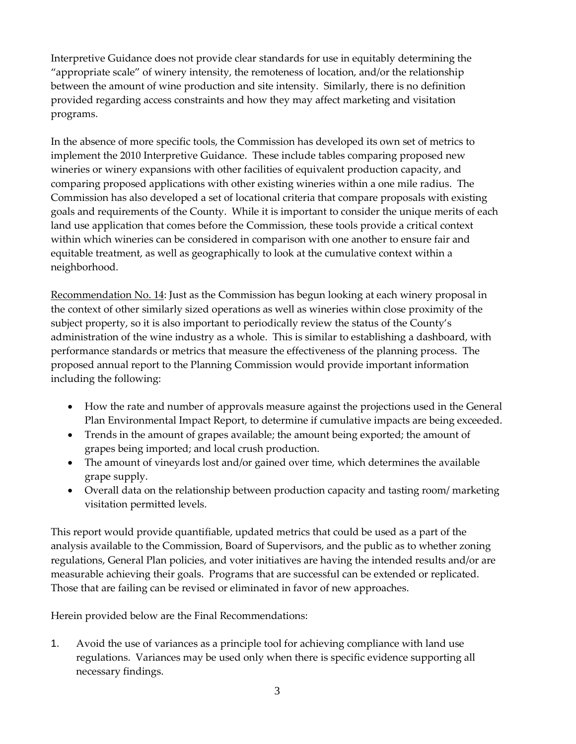Interpretive Guidance does not provide clear standards for use in equitably determining the "appropriate scale" of winery intensity, the remoteness of location, and/or the relationship between the amount of wine production and site intensity. Similarly, there is no definition provided regarding access constraints and how they may affect marketing and visitation programs.

In the absence of more specific tools, the Commission has developed its own set of metrics to implement the 2010 Interpretive Guidance. These include tables comparing proposed new wineries or winery expansions with other facilities of equivalent production capacity, and comparing proposed applications with other existing wineries within a one mile radius. The Commission has also developed a set of locational criteria that compare proposals with existing goals and requirements of the County. While it is important to consider the unique merits of each land use application that comes before the Commission, these tools provide a critical context within which wineries can be considered in comparison with one another to ensure fair and equitable treatment, as well as geographically to look at the cumulative context within a neighborhood.

<u>Recommendation No. 14</u>: Just as the Commission has begun looking at each winery proposal in the context of other similarly sized operations as well as wineries within close proximity of the subject property, so it is also important to periodically review the status of the County's administration of the wine industry as a whole. This is similar to establishing a dashboard, with performance standards or metrics that measure the effectiveness of the planning process. The proposed annual report to the Planning Commission would provide important information including the following:

- How the rate and number of approvals measure against the projections used in the General Plan Environmental Impact Report, to determine if cumulative impacts are being exceeded.
- Trends in the amount of grapes available; the amount being exported; the amount of grapes being imported; and local crush production.
- The amount of vineyards lost and/or gained over time, which determines the available grape supply.
- Overall data on the relationship between production capacity and tasting room/ marketing visitation permitted levels.

This report would provide quantifiable, updated metrics that could be used as a part of the analysis available to the Commission, Board of Supervisors, and the public as to whether zoning regulations, General Plan policies, and voter initiatives are having the intended results and/or are measurable achieving their goals. Programs that are successful can be extended or replicated. Those that are failing can be revised or eliminated in favor of new approaches.

Herein provided below are the Final Recommendations:

1. Avoid the use of variances as a principle tool for achieving compliance with land use regulations. Variances may be used only when there is specific evidence supporting all necessary findings.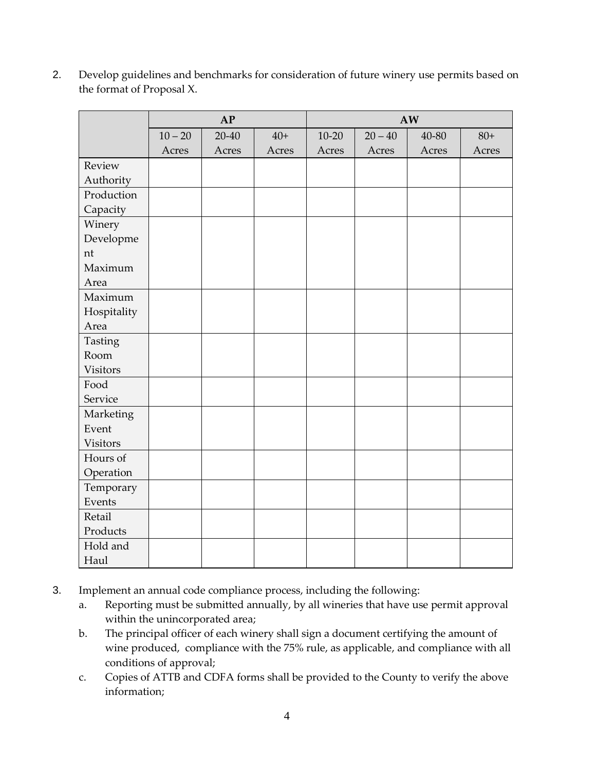2. Develop guidelines and benchmarks for consideration of future winery use permits based on the format of Proposal X.

| | AP | | | AW | | | |
|---|---|---|---|---|---|---|---|
| | 10 – 20 Acres | 20-40 Acres | 40+ Acres | 10-20 Acres | 20 – 40 Acres | 40-80 Acres | 80+ Acres |
| Review Authority | | | | | | | |
| Production Capacity | | | | | | | |
| Winery Development Maximum Area | | | | | | | |
| Maximum Hospitality Area | | | | | | | |
| Tasting Room Visitors | | | | | | | |
| Food Service | | | | | | | |
| Marketing Event Visitors | | | | | | | |
| Hours of Operation | | | | | | | |
| Temporary Events | | | | | | | |
| Retail Products | | | | | | | |
| Hold and Haul | | | | | | | |

3. Implement an annual code compliance process, including the following:
   a. Reporting must be submitted annually, by all wineries that have use permit approval within the unincorporated area;
   b. The principal officer of each winery shall sign a document certifying the amount of wine produced, compliance with the 75% rule, as applicable, and compliance with all conditions of approval;
   c. Copies of ATTB and CDFA forms shall be provided to the County to verify the above information;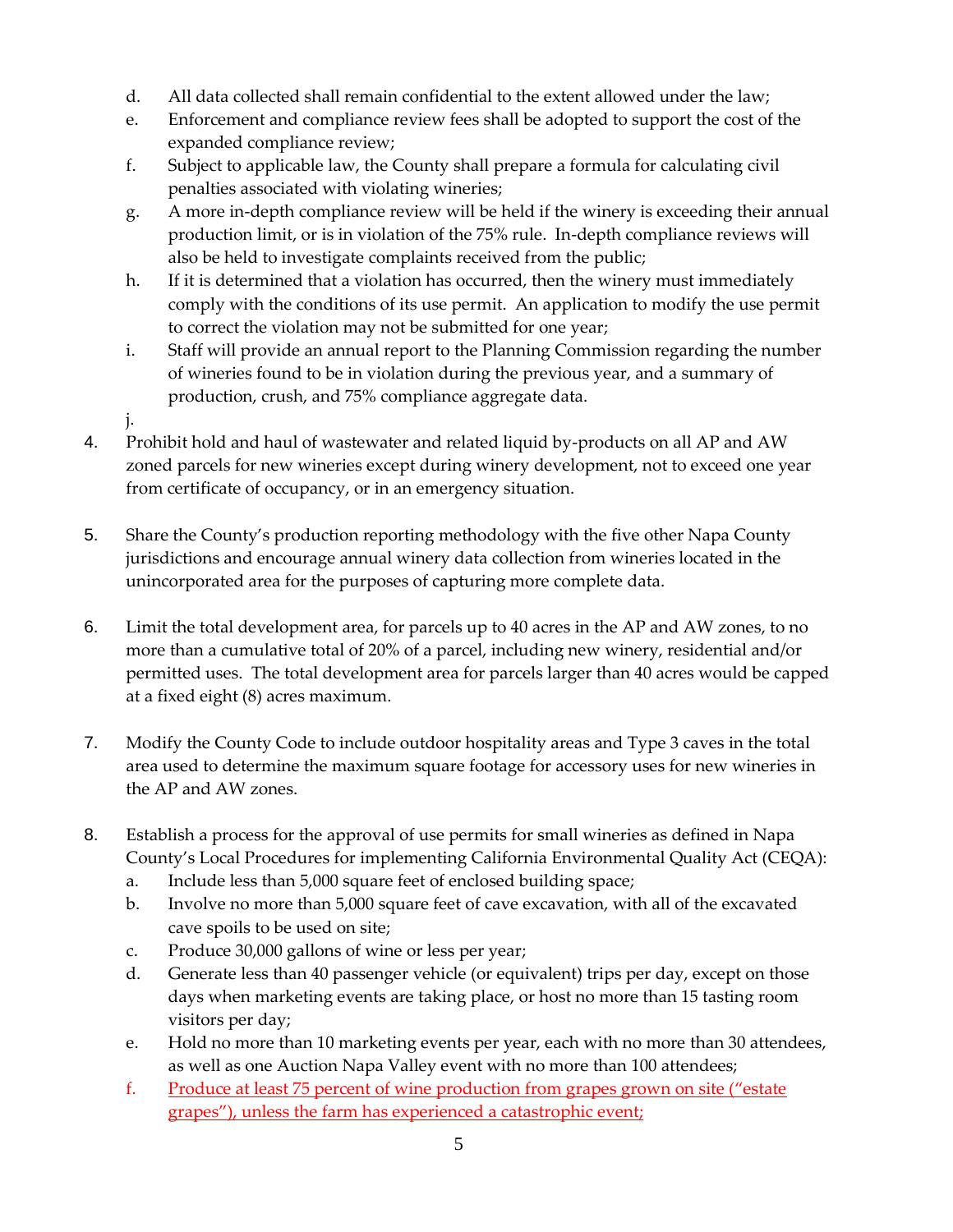d. All data collected shall remain confidential to the extent allowed under the law;
   e. Enforcement and compliance review fees shall be adopted to support the cost of the expanded compliance review;
   f. Subject to applicable law, the County shall prepare a formula for calculating civil penalties associated with violating wineries;
   g. A more in-depth compliance review will be held if the winery is exceeding their annual production limit, or is in violation of the 75% rule. In-depth compliance reviews will also be held to investigate complaints received from the public;
   h. If it is determined that a violation has occurred, then the winery must immediately comply with the conditions of its use permit. An application to modify the use permit to correct the violation may not be submitted for one year;
   i. Staff will provide an annual report to the Planning Commission regarding the number of wineries found to be in violation during the previous year, and a summary of production, crush, and 75% compliance aggregate data.
   j.

4. Prohibit hold and haul of wastewater and related liquid by-products on all AP and AW zoned parcels for new wineries except during winery development, not to exceed one year from certificate of occupancy, or in an emergency situation.

5. Share the County's production reporting methodology with the five other Napa County jurisdictions and encourage annual winery data collection from wineries located in the unincorporated area for the purposes of capturing more complete data.

6. Limit the total development area, for parcels up to 40 acres in the AP and AW zones, to no more than a cumulative total of 20% of a parcel, including new winery, residential and/or permitted uses. The total development area for parcels larger than 40 acres would be capped at a fixed eight (8) acres maximum.

7. Modify the County Code to include outdoor hospitality areas and Type 3 caves in the total area used to determine the maximum square footage for accessory uses for new wineries in the AP and AW zones.

8. Establish a process for the approval of use permits for small wineries as defined in Napa County's Local Procedures for implementing California Environmental Quality Act (CEQA):
   a. Include less than 5,000 square feet of enclosed building space;
   b. Involve no more than 5,000 square feet of cave excavation, with all of the excavated cave spoils to be used on site;
   c. Produce 30,000 gallons of wine or less per year;
   d. Generate less than 40 passenger vehicle (or equivalent) trips per day, except on those days when marketing events are taking place, or host no more than 15 tasting room visitors per day;
   e. Hold no more than 10 marketing events per year, each with no more than 30 attendees, as well as one Auction Napa Valley event with no more than 100 attendees;
   f. Produce at least 75 percent of wine production from grapes grown on site ("estate grapes"), unless the farm has experienced a catastrophic event;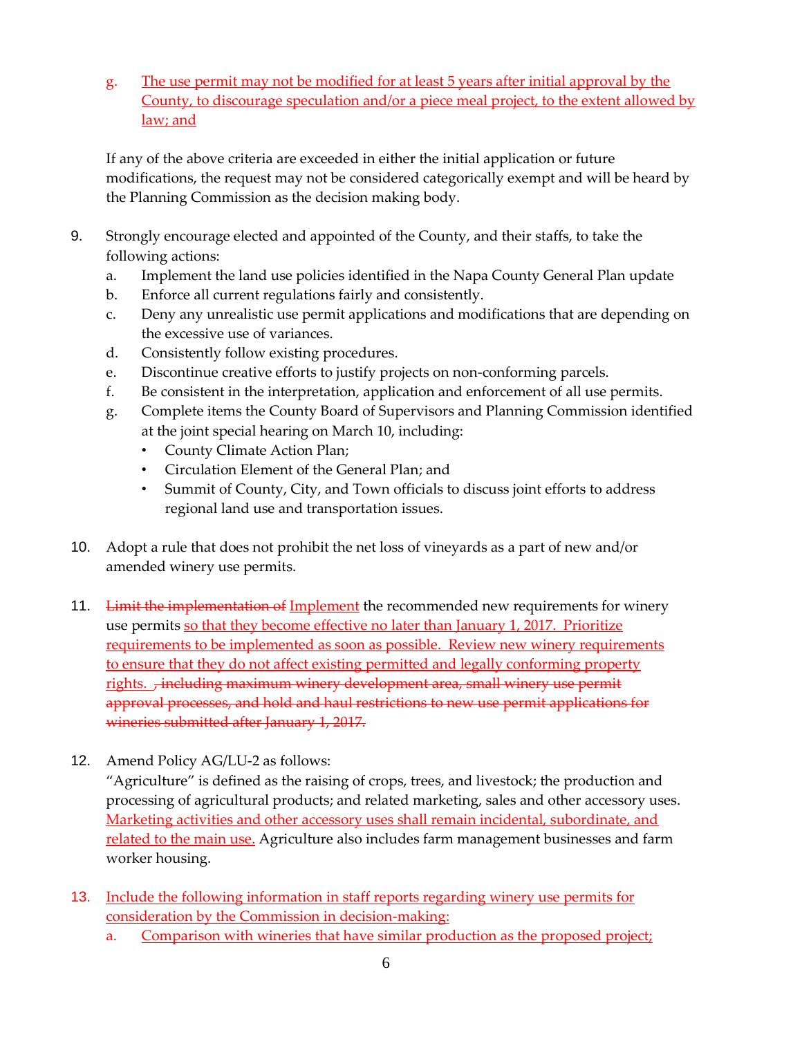g. The use permit may not be modified for at least 5 years after initial approval by the County, to discourage speculation and/or a piece meal project, to the extent allowed by law; and

If any of the above criteria are exceeded in either the initial application or future modifications, the request may not be considered categorically exempt and will be heard by the Planning Commission as the decision making body.

9. Strongly encourage elected and appointed of the County, and their staffs, to take the following actions:
   a. Implement the land use policies identified in the Napa County General Plan update
   b. Enforce all current regulations fairly and consistently.
   c. Deny any unrealistic use permit applications and modifications that are depending on the excessive use of variances.
   d. Consistently follow existing procedures.
   e. Discontinue creative efforts to justify projects on non-conforming parcels.
   f. Be consistent in the interpretation, application and enforcement of all use permits.
   g. Complete items the County Board of Supervisors and Planning Commission identified at the joint special hearing on March 10, including:
      - County Climate Action Plan;
      - Circulation Element of the General Plan; and
      - Summit of County, City, and Town officials to discuss joint efforts to address regional land use and transportation issues.

10. Adopt a rule that does not prohibit the net loss of vineyards as a part of new and/or amended winery use permits.

11. ~~Limit the implementation of~~ Implement the recommended new requirements for winery use permits so that they become effective no later than January 1, 2017. Prioritize requirements to be implemented as soon as possible. Review new winery requirements to ensure that they do not affect existing permitted and legally conforming property rights. ~~, including maximum winery development area, small winery use permit approval processes, and hold and haul restrictions to new use permit applications for wineries submitted after January 1, 2017.~~

12. Amend Policy AG/LU-2 as follows:
    "Agriculture" is defined as the raising of crops, trees, and livestock; the production and processing of agricultural products; and related marketing, sales and other accessory uses. Marketing activities and other accessory uses shall remain incidental, subordinate, and related to the main use. Agriculture also includes farm management businesses and farm worker housing.

13. Include the following information in staff reports regarding winery use permits for consideration by the Commission in decision-making:
    a. Comparison with wineries that have similar production as the proposed project;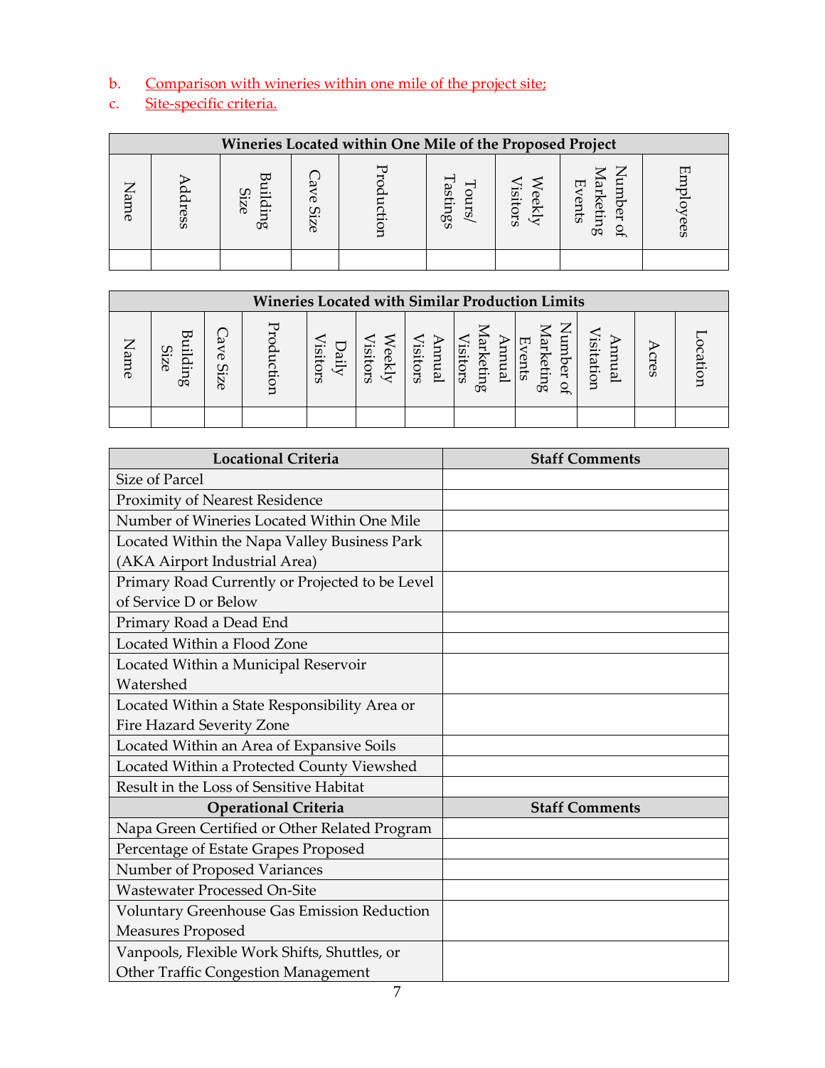b. Comparison with wineries within one mile of the project site;

c. Site-specific criteria.

| Wineries Located within One Mile of the Proposed Project | | | | | | | | |
|---|---|---|---|---|---|---|---|---|
| Name | Address | Building Size | Cave Size | Production | Tours/ Tastings | Weekly Visitors | Number of Marketing Events | Employees |
| | | | | | | | | |

| Wineries Located with Similar Production Limits | | | | | | | | | | | | |
|---|---|---|---|---|---|---|---|---|---|---|---|---|
| Name | Building Size | Cave Size | Production | Daily Visitors | Weekly Visitors | Annual Visitors | Annual Marketing Visitors | Number of Marketing Events | Annual Visitation | Acres | Location |
| | | | | | | | | | | | |

| Locational Criteria | Staff Comments |
|---|---|
| Size of Parcel | |
| Proximity of Nearest Residence | |
| Number of Wineries Located Within One Mile | |
| Located Within the Napa Valley Business Park (AKA Airport Industrial Area) | |
| Primary Road Currently or Projected to be Level of Service D or Below | |
| Primary Road a Dead End | |
| Located Within a Flood Zone | |
| Located Within a Municipal Reservoir Watershed | |
| Located Within a State Responsibility Area or Fire Hazard Severity Zone | |
| Located Within an Area of Expansive Soils | |
| Located Within a Protected County Viewshed | |
| Result in the Loss of Sensitive Habitat | |
| **Operational Criteria** | **Staff Comments** |
| Napa Green Certified or Other Related Program | |
| Percentage of Estate Grapes Proposed | |
| Number of Proposed Variances | |
| Wastewater Processed On-Site | |
| Voluntary Greenhouse Gas Emission Reduction Measures Proposed | |
| Vanpools, Flexible Work Shifts, Shuttles, or Other Traffic Congestion Management | |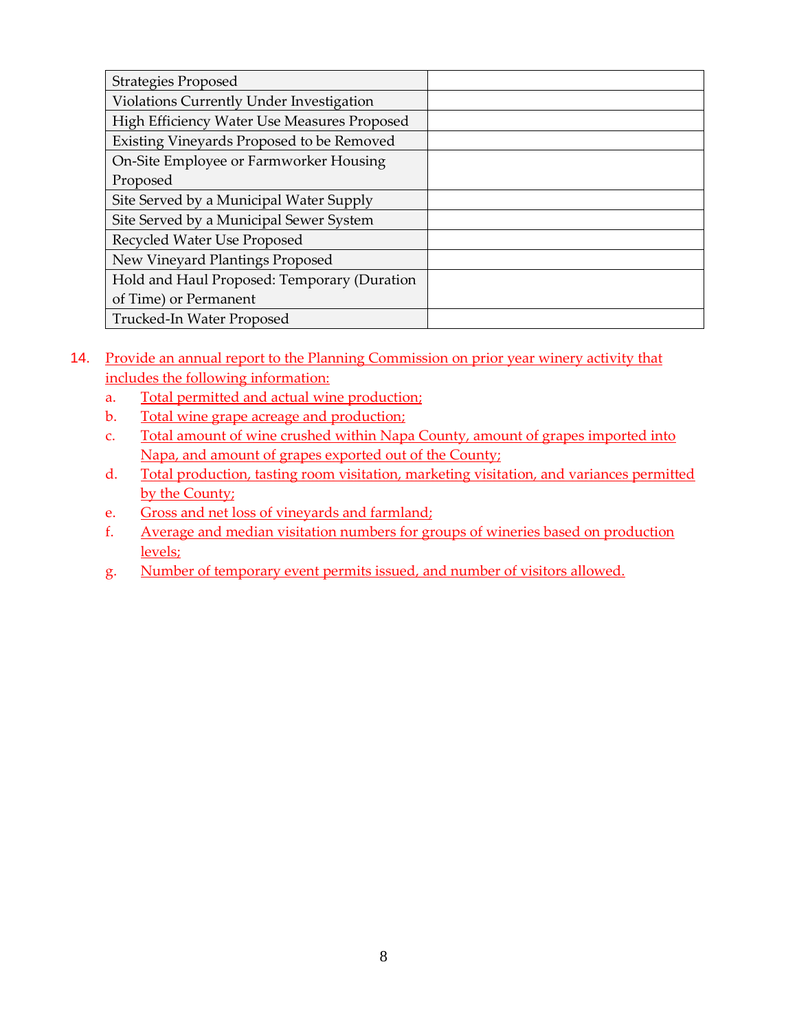| | |
|---|---|
| Strategies Proposed | |
| Violations Currently Under Investigation | |
| High Efficiency Water Use Measures Proposed | |
| Existing Vineyards Proposed to be Removed | |
| On-Site Employee or Farmworker Housing Proposed | |
| Site Served by a Municipal Water Supply | |
| Site Served by a Municipal Sewer System | |
| Recycled Water Use Proposed | |
| New Vineyard Plantings Proposed | |
| Hold and Haul Proposed: Temporary (Duration of Time) or Permanent | |
| Trucked-In Water Proposed | |

14. <u>Provide an annual report to the Planning Commission on prior year winery activity that includes the following information:</u>
    a. <u>Total permitted and actual wine production;</u>
    b. <u>Total wine grape acreage and production;</u>
    c. <u>Total amount of wine crushed within Napa County, amount of grapes imported into Napa, and amount of grapes exported out of the County;</u>
    d. <u>Total production, tasting room visitation, marketing visitation, and variances permitted by the County;</u>
    e. <u>Gross and net loss of vineyards and farmland;</u>
    f. <u>Average and median visitation numbers for groups of wineries based on production levels;</u>
    g. <u>Number of temporary event permits issued, and number of visitors allowed.</u>